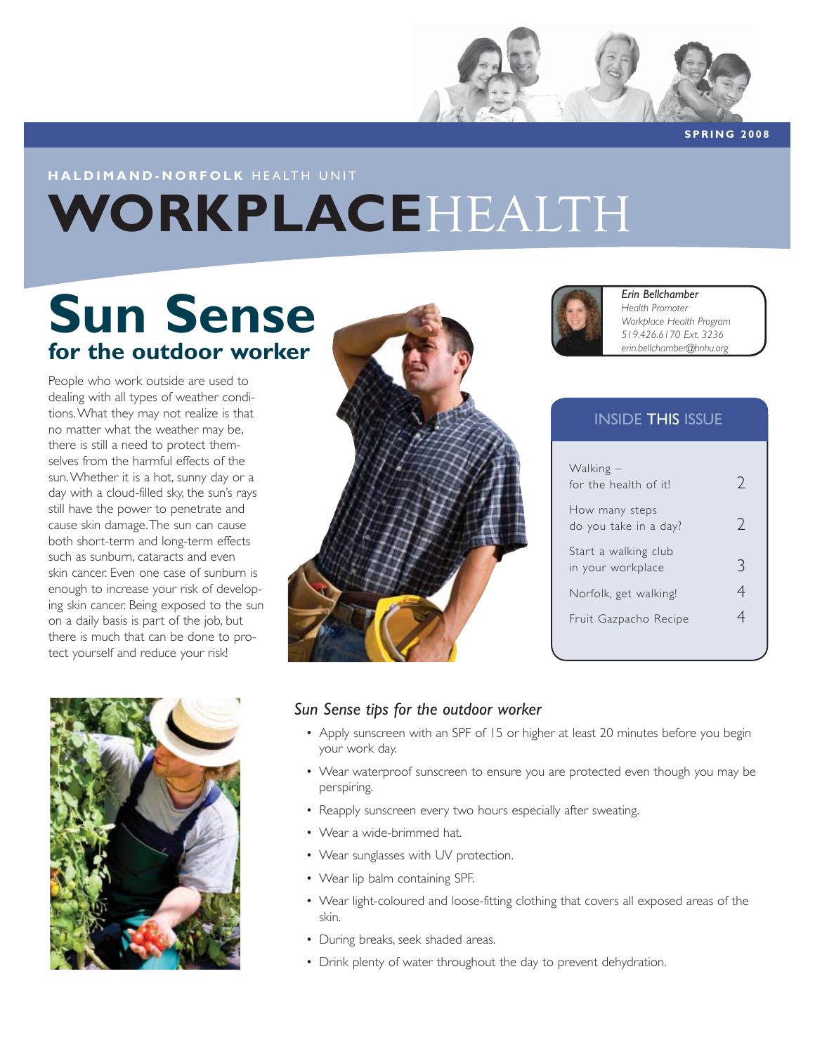SPRING 2008

**HALDIMAND-NORFOLK** HEALTH UNIT

# **WORKPLACE**HEALTH

# Sun Sense

## for the outdoor worker

People who work outside are used to dealing with all types of weather conditions. What they may not realize is that no matter what the weather may be, there is still a need to protect themselves from the harmful effects of the sun. Whether it is a hot, sunny day or a day with a cloud-filled sky, the sun's rays still have the power to penetrate and cause skin damage. The sun can cause both short-term and long-term effects such as sunburn, cataracts and even skin cancer. Even one case of sunburn is enough to increase your risk of developing skin cancer. Being exposed to the sun on a daily basis is part of the job, but there is much that can be done to protect yourself and reduce your risk!

*Erin Bellchamber*
*Health Promoter*
*Workplace Health Program*
*519.426.6170 Ext. 3236*
*erin.bellchamber@hnhu.org*

### INSIDE THIS ISSUE

| | |
|---|---|
| Walking – for the health of it! | 2 |
| How many steps do you take in a day? | 2 |
| Start a walking club in your workplace | 3 |
| Norfolk, get walking! | 4 |
| Fruit Gazpacho Recipe | 4 |

### *Sun Sense tips for the outdoor worker*

- Apply sunscreen with an SPF of 15 or higher at least 20 minutes before you begin your work day.
- Wear waterproof sunscreen to ensure you are protected even though you may be perspiring.
- Reapply sunscreen every two hours especially after sweating.
- Wear a wide-brimmed hat.
- Wear sunglasses with UV protection.
- Wear lip balm containing SPF.
- Wear light-coloured and loose-fitting clothing that covers all exposed areas of the skin.
- During breaks, seek shaded areas.
- Drink plenty of water throughout the day to prevent dehydration.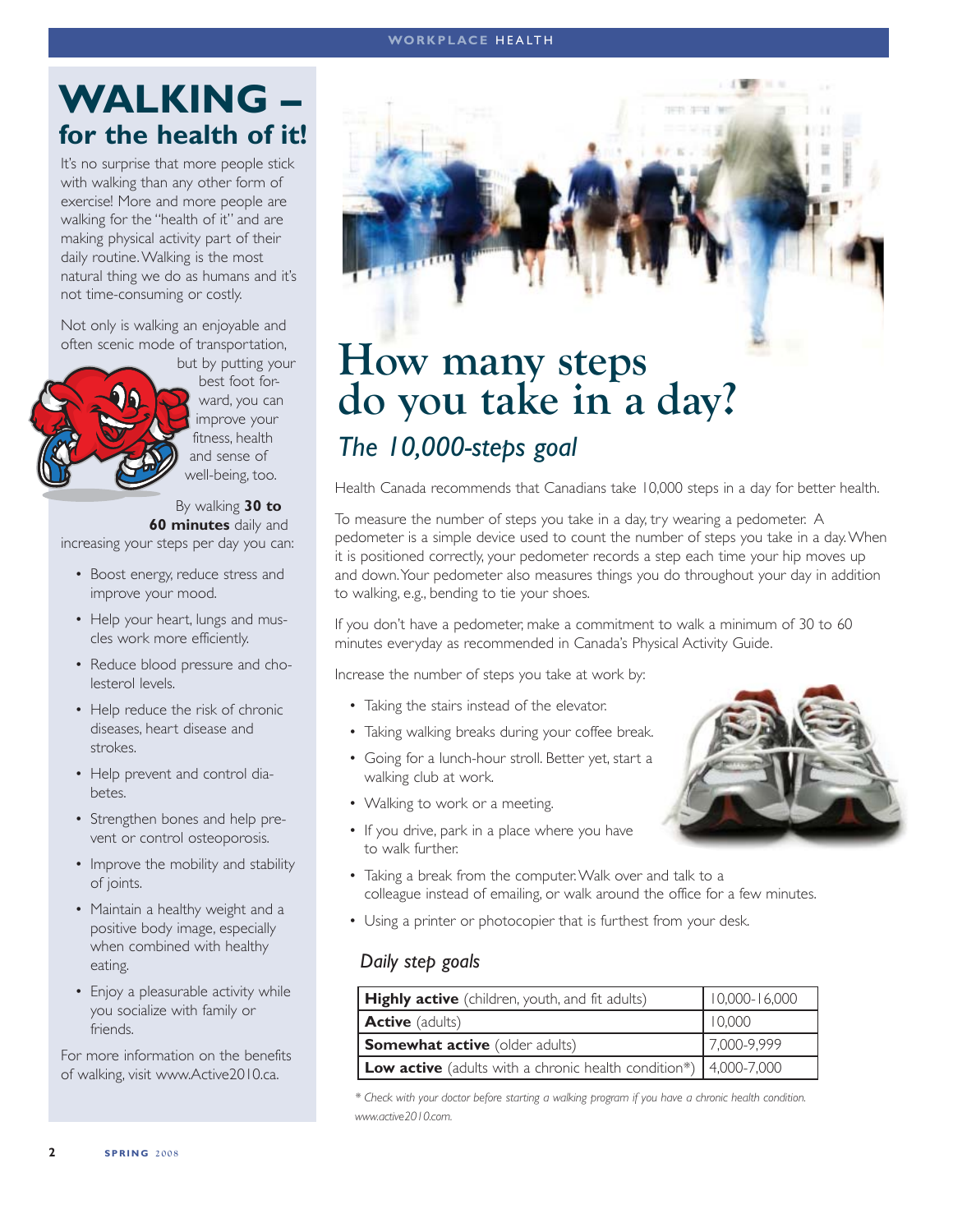# WALKING – for the health of it!

It's no surprise that more people stick with walking than any other form of exercise! More and more people are walking for the "health of it" and are making physical activity part of their daily routine. Walking is the most natural thing we do as humans and it's not time-consuming or costly.

Not only is walking an enjoyable and often scenic mode of transportation, but by putting your best foot forward, you can improve your fitness, health and sense of well-being, too.

By walking **30 to 60 minutes** daily and increasing your steps per day you can:

- Boost energy, reduce stress and improve your mood.
- Help your heart, lungs and muscles work more efficiently.
- Reduce blood pressure and cholesterol levels.
- Help reduce the risk of chronic diseases, heart disease and strokes.
- Help prevent and control diabetes.
- Strengthen bones and help prevent or control osteoporosis.
- Improve the mobility and stability of joints.
- Maintain a healthy weight and a positive body image, especially when combined with healthy eating.
- Enjoy a pleasurable activity while you socialize with family or friends.

For more information on the benefits of walking, visit www.Active2010.ca.

# How many steps do you take in a day?

## *The 10,000-steps goal*

Health Canada recommends that Canadians take 10,000 steps in a day for better health.

To measure the number of steps you take in a day, try wearing a pedometer. A pedometer is a simple device used to count the number of steps you take in a day. When it is positioned correctly, your pedometer records a step each time your hip moves up and down. Your pedometer also measures things you do throughout your day in addition to walking, e.g., bending to tie your shoes.

If you don't have a pedometer, make a commitment to walk a minimum of 30 to 60 minutes everyday as recommended in Canada's Physical Activity Guide.

Increase the number of steps you take at work by:

- Taking the stairs instead of the elevator.
- Taking walking breaks during your coffee break.
- Going for a lunch-hour stroll. Better yet, start a walking club at work.
- Walking to work or a meeting.
- If you drive, park in a place where you have to walk further.
- Taking a break from the computer. Walk over and talk to a colleague instead of emailing, or walk around the office for a few minutes.
- Using a printer or photocopier that is furthest from your desk.

### *Daily step goals*

| Activity level | Steps |
|---|---|
| **Highly active** (children, youth, and fit adults) | 10,000-16,000 |
| **Active** (adults) | 10,000 |
| **Somewhat active** (older adults) | 7,000-9,999 |
| **Low active** (adults with a chronic health condition*) | 4,000-7,000 |

*\* Check with your doctor before starting a walking program if you have a chronic health condition. www.active2010.com.*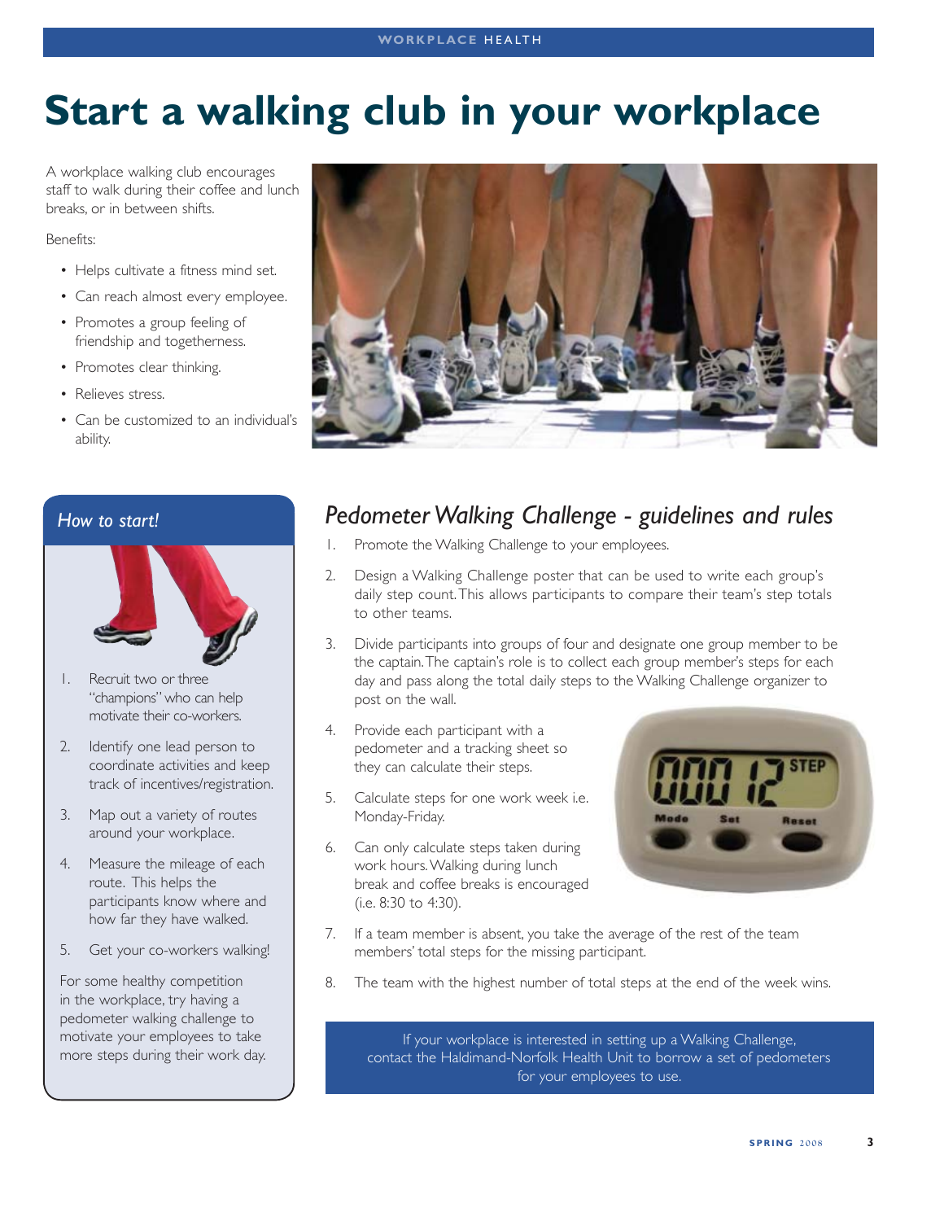# Start a walking club in your workplace

A workplace walking club encourages staff to walk during their coffee and lunch breaks, or in between shifts.

Benefits:

- Helps cultivate a fitness mind set.
- Can reach almost every employee.
- Promotes a group feeling of friendship and togetherness.
- Promotes clear thinking.
- Relieves stress.
- Can be customized to an individual's ability.

## *How to start!*

1. Recruit two or three "champions" who can help motivate their co-workers.
2. Identify one lead person to coordinate activities and keep track of incentives/registration.
3. Map out a variety of routes around your workplace.
4. Measure the mileage of each route. This helps the participants know where and how far they have walked.
5. Get your co-workers walking!

For some healthy competition in the workplace, try having a pedometer walking challenge to motivate your employees to take more steps during their work day.

## *Pedometer Walking Challenge - guidelines and rules*

1. Promote the Walking Challenge to your employees.
2. Design a Walking Challenge poster that can be used to write each group's daily step count. This allows participants to compare their team's step totals to other teams.
3. Divide participants into groups of four and designate one group member to be the captain. The captain's role is to collect each group member's steps for each day and pass along the total daily steps to the Walking Challenge organizer to post on the wall.
4. Provide each participant with a pedometer and a tracking sheet so they can calculate their steps.
5. Calculate steps for one work week i.e. Monday-Friday.
6. Can only calculate steps taken during work hours. Walking during lunch break and coffee breaks is encouraged (i.e. 8:30 to 4:30).
7. If a team member is absent, you take the average of the rest of the team members' total steps for the missing participant.
8. The team with the highest number of total steps at the end of the week wins.

If your workplace is interested in setting up a Walking Challenge, contact the Haldimand-Norfolk Health Unit to borrow a set of pedometers for your employees to use.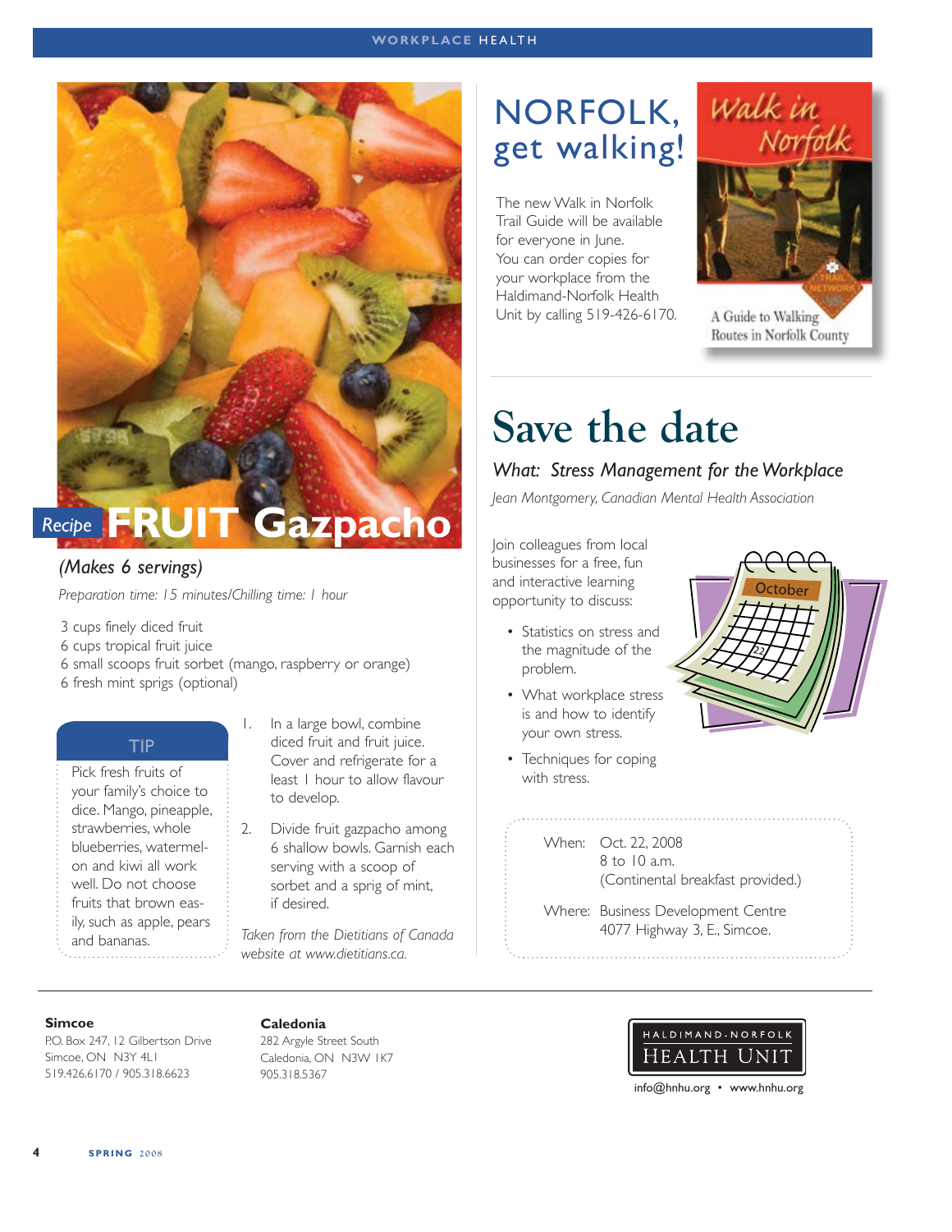## Recipe FRUIT Gazpacho

*(Makes 6 servings)*

*Preparation time: 15 minutes/Chilling time: 1 hour*

3 cups finely diced fruit
6 cups tropical fruit juice
6 small scoops fruit sorbet (mango, raspberry or orange)
6 fresh mint sprigs (optional)

### TIP

Pick fresh fruits of your family's choice to dice. Mango, pineapple, strawberries, whole blueberries, watermelon and kiwi all work well. Do not choose fruits that brown easily, such as apple, pears and bananas.

1. In a large bowl, combine diced fruit and fruit juice. Cover and refrigerate for at least 1 hour to allow flavour to develop.
2. Divide fruit gazpacho among 6 shallow bowls. Garnish each serving with a scoop of sorbet and a sprig of mint, if desired.

*Taken from the Dietitians of Canada website at www.dietitians.ca.*

## NORFOLK, get walking!

The new Walk in Norfolk Trail Guide will be available for everyone in June. You can order copies for your workplace from the Haldimand-Norfolk Health Unit by calling 519-426-6170.

Walk in Norfolk

A Guide to Walking Routes in Norfolk County

# Save the date

*What: Stress Management for the Workplace*

*Jean Montgomery, Canadian Mental Health Association*

Join colleagues from local businesses for a free, fun and interactive learning opportunity to discuss:

- Statistics on stress and the magnitude of the problem.
- What workplace stress is and how to identify your own stress.
- Techniques for coping with stress.

When: Oct. 22, 2008
8 to 10 a.m.
(Continental breakfast provided.)

Where: Business Development Centre
4077 Highway 3, E., Simcoe.

**Simcoe**
P.O. Box 247, 12 Gilbertson Drive
Simcoe, ON N3Y 4L1
519.426.6170 / 905.318.6623

**Caledonia**
282 Argyle Street South
Caledonia, ON N3W 1K7
905.318.5367

HALDIMAND-NORFOLK HEALTH UNIT
info@hnhu.org • www.hnhu.org